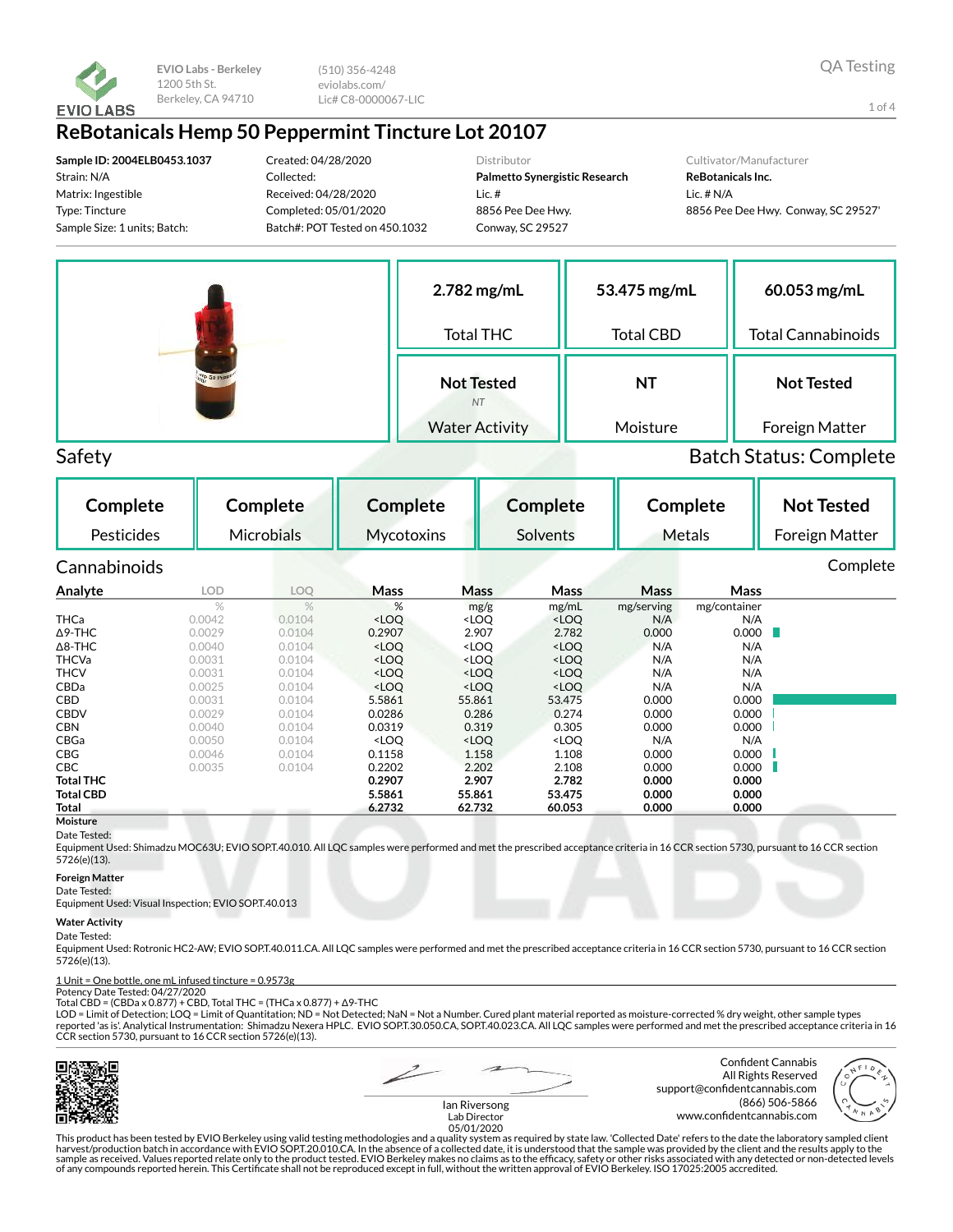EVIO Labs - Berkeley
1200 5th St.
Berkeley, CA 94710

(510) 356-4248
eviolabs.com/
Lic# C8-0000067-LIC

QA Testing

# ReBotanicals Hemp 50 Peppermint Tincture Lot 20107

**Sample ID: 2004ELB0453.1037**
Strain: N/A
Matrix: Ingestible
Type: Tincture
Sample Size: 1 units; Batch:

Created: 04/28/2020
Collected:
Received: 04/28/2020
Completed: 05/01/2020
Batch#: POT Tested on 450.1032

Distributor
**Palmetto Synergistic Research**
Lic. #
8856 Pee Dee Hwy.
Conway, SC 29527

Cultivator/Manufacturer
**ReBotanicals Inc.**
Lic. # N/A
8856 Pee Dee Hwy. Conway, SC 29527'

| 2.782 mg/mL | 53.475 mg/mL | 60.053 mg/mL |
|---|---|---|
| Total THC | Total CBD | Total Cannabinoids |
| **Not Tested** (NT) | **NT** | **Not Tested** |
| Water Activity | Moisture | Foreign Matter |

## Safety

Batch Status: Complete

| Complete | Complete | Complete | Complete | Complete | Not Tested |
|---|---|---|---|---|---|
| Pesticides | Microbials | Mycotoxins | Solvents | Metals | Foreign Matter |

## Cannabinoids

Complete

| Analyte | LOD | LOQ | Mass | Mass | Mass | Mass | Mass |
|---|---|---|---|---|---|---|---|
| | % | % | % | mg/g | mg/mL | mg/serving | mg/container |
| THCa | 0.0042 | 0.0104 | <LOQ | <LOQ | <LOQ | N/A | N/A |
| Δ9-THC | 0.0029 | 0.0104 | 0.2907 | 2.907 | 2.782 | 0.000 | 0.000 |
| Δ8-THC | 0.0040 | 0.0104 | <LOQ | <LOQ | <LOQ | N/A | N/A |
| THCVa | 0.0031 | 0.0104 | <LOQ | <LOQ | <LOQ | N/A | N/A |
| THCV | 0.0031 | 0.0104 | <LOQ | <LOQ | <LOQ | N/A | N/A |
| CBDa | 0.0025 | 0.0104 | <LOQ | <LOQ | <LOQ | N/A | N/A |
| CBD | 0.0031 | 0.0104 | 5.5861 | 55.861 | 53.475 | 0.000 | 0.000 |
| CBDV | 0.0029 | 0.0104 | 0.0286 | 0.286 | 0.274 | 0.000 | 0.000 |
| CBN | 0.0040 | 0.0104 | 0.0319 | 0.319 | 0.305 | 0.000 | 0.000 |
| CBGa | 0.0050 | 0.0104 | <LOQ | <LOQ | <LOQ | N/A | N/A |
| CBG | 0.0046 | 0.0104 | 0.1158 | 1.158 | 1.108 | 0.000 | 0.000 |
| CBC | 0.0035 | 0.0104 | 0.2202 | 2.202 | 2.108 | 0.000 | 0.000 |
| **Total THC** | | | **0.2907** | **2.907** | **2.782** | **0.000** | **0.000** |
| **Total CBD** | | | **5.5861** | **55.861** | **53.475** | **0.000** | **0.000** |
| **Total** | | | **6.2732** | **62.732** | **60.053** | **0.000** | **0.000** |

**Moisture**
Date Tested:
Equipment Used: Shimadzu MOC63U; EVIO SOP.T.40.010. All LQC samples were performed and met the prescribed acceptance criteria in 16 CCR section 5730, pursuant to 16 CCR section 5726(e)(13).

**Foreign Matter**
Date Tested:
Equipment Used: Visual Inspection; EVIO SOP.T.40.013

**Water Activity**
Date Tested:
Equipment Used: Rotronic HC2-AW; EVIO SOP.T.40.011.CA. All LQC samples were performed and met the prescribed acceptance criteria in 16 CCR section 5730, pursuant to 16 CCR section 5726(e)(13).

1 Unit = One bottle, one mL infused tincture = 0.9573g
Potency Date Tested: 04/27/2020
Total CBD = (CBDa x 0.877) + CBD, Total THC = (THCa x 0.877) + Δ9-THC
LOD = Limit of Detection; LOQ = Limit of Quantitation; ND = Not Detected; NaN = Not a Number. Cured plant material reported as moisture-corrected % dry weight, other sample types reported 'as is'. Analytical Instrumentation: Shimadzu Nexera HPLC. EVIO SOP.T.30.050.CA, SOP.T.40.023.CA. All LQC samples were performed and met the prescribed acceptance criteria in 16 CCR section 5730, pursuant to 16 CCR section 5726(e)(13).

Ian Riversong
Lab Director
05/01/2020

Confident Cannabis
All Rights Reserved
support@confidentcannabis.com
(866) 506-5866
www.confidentcannabis.com

This product has been tested by EVIO Berkeley using valid testing methodologies and a quality system as required by state law. 'Collected Date' refers to the date the laboratory sampled client harvest/production batch in accordance with EVIO SOP.T.20.010.CA. In the absence of a collected date, it is understood that the sample was provided by the client and the results apply to the sample as received. Values reported relate only to the product tested. EVIO Berkeley makes no claims as to the efficacy, safety or other risks associated with any detected or non-detected levels of any compounds reported herein. This Certificate shall not be reproduced except in full, without the written approval of EVIO Berkeley. ISO 17025:2005 accredited.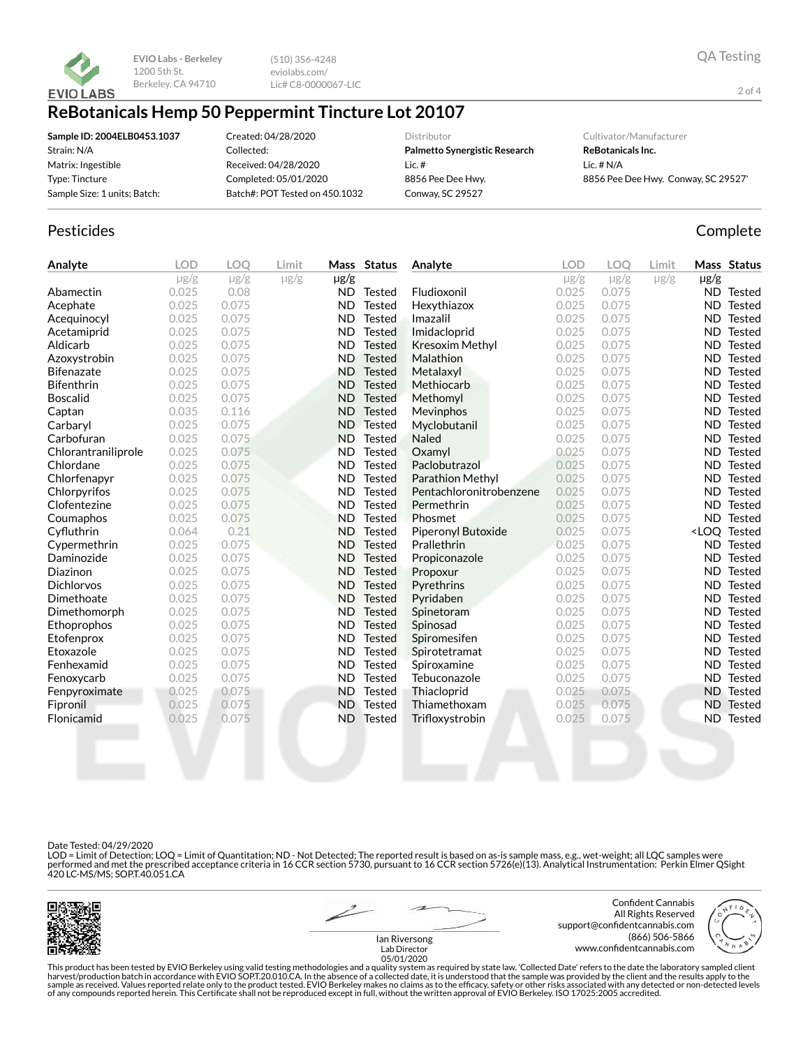EVIO Labs - Berkeley
1200 5th St.
Berkeley, CA 94710

(510) 356-4248
eviolabs.com/
Lic# C8-0000067-LIC

QA Testing

# ReBotanicals Hemp 50 Peppermint Tincture Lot 20107

| | | Distributor | Cultivator/Manufacturer |
|---|---|---|---|
| **Sample ID: 2004ELB0453.1037** | Created: 04/28/2020 | **Palmetto Synergistic Research** | **ReBotanicals Inc.** |
| Strain: N/A | Collected: | Lic. # | Lic. # N/A |
| Matrix: Ingestible | Received: 04/28/2020 | 8856 Pee Dee Hwy. | 8856 Pee Dee Hwy. Conway, SC 29527' |
| Type: Tincture | Completed: 05/01/2020 | Conway, SC 29527 | |
| Sample Size: 1 units; Batch: | Batch#: POT Tested on 450.1032 | | |

## Pesticides

Complete

| Analyte | LOD µg/g | LOQ µg/g | Limit µg/g | Mass µg/g | Status |
|---|---|---|---|---|---|
| Abamectin | 0.025 | 0.08 | | ND | Tested |
| Acephate | 0.025 | 0.075 | | ND | Tested |
| Acequinocyl | 0.025 | 0.075 | | ND | Tested |
| Acetamiprid | 0.025 | 0.075 | | ND | Tested |
| Aldicarb | 0.025 | 0.075 | | ND | Tested |
| Azoxystrobin | 0.025 | 0.075 | | ND | Tested |
| Bifenazate | 0.025 | 0.075 | | ND | Tested |
| Bifenthrin | 0.025 | 0.075 | | ND | Tested |
| Boscalid | 0.025 | 0.075 | | ND | Tested |
| Captan | 0.035 | 0.116 | | ND | Tested |
| Carbaryl | 0.025 | 0.075 | | ND | Tested |
| Carbofuran | 0.025 | 0.075 | | ND | Tested |
| Chlorantraniliprole | 0.025 | 0.075 | | ND | Tested |
| Chlordane | 0.025 | 0.075 | | ND | Tested |
| Chlorfenapyr | 0.025 | 0.075 | | ND | Tested |
| Chlorpyrifos | 0.025 | 0.075 | | ND | Tested |
| Clofentezine | 0.025 | 0.075 | | ND | Tested |
| Coumaphos | 0.025 | 0.075 | | ND | Tested |
| Cyfluthrin | 0.064 | 0.21 | | ND | Tested |
| Cypermethrin | 0.025 | 0.075 | | ND | Tested |
| Daminozide | 0.025 | 0.075 | | ND | Tested |
| Diazinon | 0.025 | 0.075 | | ND | Tested |
| Dichlorvos | 0.025 | 0.075 | | ND | Tested |
| Dimethoate | 0.025 | 0.075 | | ND | Tested |
| Dimethomorph | 0.025 | 0.075 | | ND | Tested |
| Ethoprophos | 0.025 | 0.075 | | ND | Tested |
| Etofenprox | 0.025 | 0.075 | | ND | Tested |
| Etoxazole | 0.025 | 0.075 | | ND | Tested |
| Fenhexamid | 0.025 | 0.075 | | ND | Tested |
| Fenoxycarb | 0.025 | 0.075 | | ND | Tested |
| Fenpyroximate | 0.025 | 0.075 | | ND | Tested |
| Fipronil | 0.025 | 0.075 | | ND | Tested |
| Flonicamid | 0.025 | 0.075 | | ND | Tested |
| Fludioxonil | 0.025 | 0.075 | | ND | Tested |
| Hexythiazox | 0.025 | 0.075 | | ND | Tested |
| Imazalil | 0.025 | 0.075 | | ND | Tested |
| Imidacloprid | 0.025 | 0.075 | | ND | Tested |
| Kresoxim Methyl | 0.025 | 0.075 | | ND | Tested |
| Malathion | 0.025 | 0.075 | | ND | Tested |
| Metalaxyl | 0.025 | 0.075 | | ND | Tested |
| Methiocarb | 0.025 | 0.075 | | ND | Tested |
| Methomyl | 0.025 | 0.075 | | ND | Tested |
| Mevinphos | 0.025 | 0.075 | | ND | Tested |
| Myclobutanil | 0.025 | 0.075 | | ND | Tested |
| Naled | 0.025 | 0.075 | | ND | Tested |
| Oxamyl | 0.025 | 0.075 | | ND | Tested |
| Paclobutrazol | 0.025 | 0.075 | | ND | Tested |
| Parathion Methyl | 0.025 | 0.075 | | ND | Tested |
| Pentachloronitrobenzene | 0.025 | 0.075 | | ND | Tested |
| Permethrin | 0.025 | 0.075 | | ND | Tested |
| Phosmet | 0.025 | 0.075 | | ND | Tested |
| Piperonyl Butoxide | 0.025 | 0.075 | | <LOQ | Tested |
| Prallethrin | 0.025 | 0.075 | | ND | Tested |
| Propiconazole | 0.025 | 0.075 | | ND | Tested |
| Propoxur | 0.025 | 0.075 | | ND | Tested |
| Pyrethrins | 0.025 | 0.075 | | ND | Tested |
| Pyridaben | 0.025 | 0.075 | | ND | Tested |
| Spinetoram | 0.025 | 0.075 | | ND | Tested |
| Spinosad | 0.025 | 0.075 | | ND | Tested |
| Spiromesifen | 0.025 | 0.075 | | ND | Tested |
| Spirotetramat | 0.025 | 0.075 | | ND | Tested |
| Spiroxamine | 0.025 | 0.075 | | ND | Tested |
| Tebuconazole | 0.025 | 0.075 | | ND | Tested |
| Thiacloprid | 0.025 | 0.075 | | ND | Tested |
| Thiamethoxam | 0.025 | 0.075 | | ND | Tested |
| Trifloxystrobin | 0.025 | 0.075 | | ND | Tested |

Date Tested: 04/29/2020
LOD = Limit of Detection; LOQ = Limit of Quantitation; ND - Not Detected; The reported result is based on as-is sample mass, e.g., wet-weight; all LQC samples were performed and met the prescribed acceptance criteria in 16 CCR section 5730, pursuant to 16 CCR section 5726(e)(13). Analytical Instrumentation: Perkin Elmer QSight 420 LC-MS/MS; SOP.T.40.051.CA

Ian Riversong
Lab Director
05/01/2020

Confident Cannabis
All Rights Reserved
support@confidentcannabis.com
(866) 506-5866
www.confidentcannabis.com

This product has been tested by EVIO Berkeley using valid testing methodologies and a quality system as required by state law. 'Collected Date' refers to the date the laboratory sampled client harvest/production batch in accordance with EVIO SOP.T.20.010.CA. In the absence of a collected date, it is understood that the sample was provided by the client and the results apply to the sample as received. Values reported relate only to the product tested. EVIO Berkeley makes no claims as to the efficacy, safety or other risks associated with any detected or non-detected levels of any compounds reported herein. This Certificate shall not be reproduced except in full, without the written approval of EVIO Berkeley. ISO 17025:2005 accredited.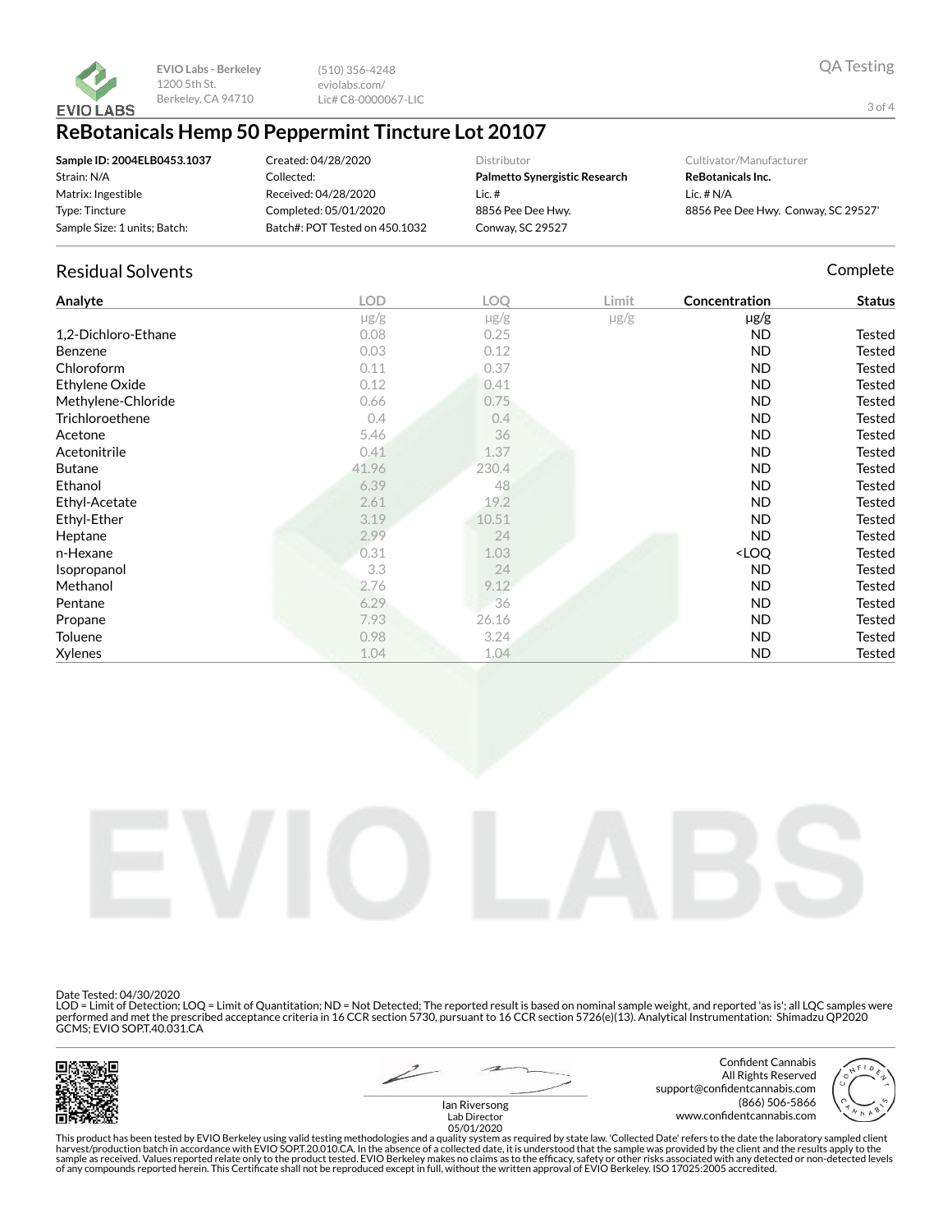EVIO Labs - Berkeley
1200 5th St.
Berkeley, CA 94710

(510) 356-4248
eviolabs.com/
Lic# C8-0000067-LIC

QA Testing

# ReBotanicals Hemp 50 Peppermint Tincture Lot 20107

| | | | |
|---|---|---|---|
| **Sample ID: 2004ELB0453.1037** | Created: 04/28/2020 | Distributor | Cultivator/Manufacturer |
| Strain: N/A | Collected: | **Palmetto Synergistic Research** | **ReBotanicals Inc.** |
| Matrix: Ingestible | Received: 04/28/2020 | Lic. # | Lic. # N/A |
| Type: Tincture | Completed: 05/01/2020 | 8856 Pee Dee Hwy. | 8856 Pee Dee Hwy. Conway, SC 29527' |
| Sample Size: 1 units; Batch: | Batch#: POT Tested on 450.1032 | Conway, SC 29527 | |

## Residual Solvents

Complete

| Analyte | LOD | LOQ | Limit | Concentration | Status |
|---|---|---|---|---|---|
| | μg/g | μg/g | μg/g | μg/g | |
| 1,2-Dichloro-Ethane | 0.08 | 0.25 | | ND | Tested |
| Benzene | 0.03 | 0.12 | | ND | Tested |
| Chloroform | 0.11 | 0.37 | | ND | Tested |
| Ethylene Oxide | 0.12 | 0.41 | | ND | Tested |
| Methylene-Chloride | 0.66 | 0.75 | | ND | Tested |
| Trichloroethene | 0.4 | 0.4 | | ND | Tested |
| Acetone | 5.46 | 36 | | ND | Tested |
| Acetonitrile | 0.41 | 1.37 | | ND | Tested |
| Butane | 41.96 | 230.4 | | ND | Tested |
| Ethanol | 6.39 | 48 | | ND | Tested |
| Ethyl-Acetate | 2.61 | 19.2 | | ND | Tested |
| Ethyl-Ether | 3.19 | 10.51 | | ND | Tested |
| Heptane | 2.99 | 24 | | ND | Tested |
| n-Hexane | 0.31 | 1.03 | | <LOQ | Tested |
| Isopropanol | 3.3 | 24 | | ND | Tested |
| Methanol | 2.76 | 9.12 | | ND | Tested |
| Pentane | 6.29 | 36 | | ND | Tested |
| Propane | 7.93 | 26.16 | | ND | Tested |
| Toluene | 0.98 | 3.24 | | ND | Tested |
| Xylenes | 1.04 | 1.04 | | ND | Tested |

Date Tested: 04/30/2020
LOD = Limit of Detection; LOQ = Limit of Quantitation; ND = Not Detected; The reported result is based on nominal sample weight, and reported 'as is'; all LQC samples were performed and met the prescribed acceptance criteria in 16 CCR section 5730, pursuant to 16 CCR section 5726(e)(13). Analytical Instrumentation: Shimadzu QP2020 GCMS; EVIO SOP.T.40.031.CA

Ian Riversong
Lab Director
05/01/2020

Confident Cannabis
All Rights Reserved
support@confidentcannabis.com
(866) 506-5866
www.confidentcannabis.com

This product has been tested by EVIO Berkeley using valid testing methodologies and a quality system as required by state law. 'Collected Date' refers to the date the laboratory sampled client harvest/production batch in accordance with EVIO SOP.T.20.010.CA. In the absence of a collected date, it is understood that the sample was provided by the client and the results apply to the sample as received. Values reported relate only to the product tested. EVIO Berkeley makes no claims as to the efficacy, safety or other risks associated with any detected or non-detected levels of any compounds reported herein. This Certificate shall not be reproduced except in full, without the written approval of EVIO Berkeley. ISO 17025:2005 accredited.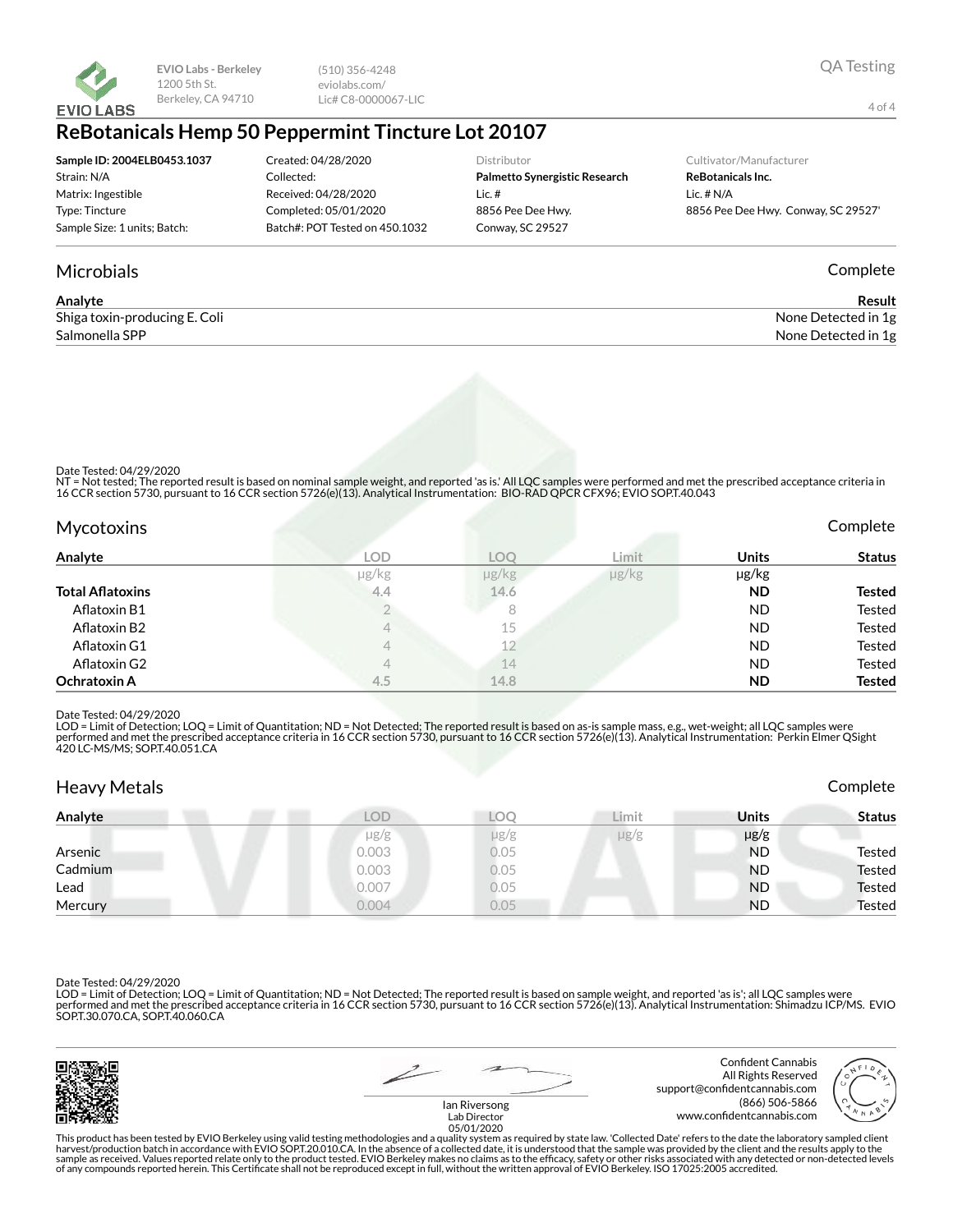EVIO Labs - Berkeley
1200 5th St.
Berkeley, CA 94710

(510) 356-4248
eviolabs.com/
Lic# C8-0000067-LIC

QA Testing

# ReBotanicals Hemp 50 Peppermint Tincture Lot 20107

**Sample ID: 2004ELB0453.1037**
Strain: N/A
Matrix: Ingestible
Type: Tincture
Sample Size: 1 units; Batch:

Created: 04/28/2020
Collected:
Received: 04/28/2020
Completed: 05/01/2020
Batch#: POT Tested on 450.1032

Distributor
**Palmetto Synergistic Research**
Lic. #
8856 Pee Dee Hwy.
Conway, SC 29527

Cultivator/Manufacturer
**ReBotanicals Inc.**
Lic. # N/A
8856 Pee Dee Hwy. Conway, SC 29527'

## Microbials

Complete

| Analyte | Result |
|---|---|
| Shiga toxin-producing E. Coli | None Detected in 1g |
| Salmonella SPP | None Detected in 1g |

Date Tested: 04/29/2020
NT = Not tested; The reported result is based on nominal sample weight, and reported 'as is.' All LQC samples were performed and met the prescribed acceptance criteria in 16 CCR section 5730, pursuant to 16 CCR section 5726(e)(13). Analytical Instrumentation: BIO-RAD QPCR CFX96; EVIO SOP.T.40.043

## Mycotoxins

Complete

| Analyte | LOD | LOQ | Limit | Units | Status |
|---|---|---|---|---|---|
| | μg/kg | μg/kg | μg/kg | μg/kg | |
| **Total Aflatoxins** | 4.4 | 14.6 | | **ND** | **Tested** |
| Aflatoxin B1 | 2 | 8 | | ND | Tested |
| Aflatoxin B2 | 4 | 15 | | ND | Tested |
| Aflatoxin G1 | 4 | 12 | | ND | Tested |
| Aflatoxin G2 | 4 | 14 | | ND | Tested |
| **Ochratoxin A** | 4.5 | 14.8 | | **ND** | **Tested** |

Date Tested: 04/29/2020
LOD = Limit of Detection; LOQ = Limit of Quantitation; ND = Not Detected; The reported result is based on as-is sample mass, e.g., wet-weight; all LQC samples were performed and met the prescribed acceptance criteria in 16 CCR section 5730, pursuant to 16 CCR section 5726(e)(13). Analytical Instrumentation: Perkin Elmer QSight 420 LC-MS/MS; SOP.T.40.051.CA

## Heavy Metals

Complete

| Analyte | LOD | LOQ | Limit | Units | Status |
|---|---|---|---|---|---|
| | μg/g | μg/g | μg/g | μg/g | |
| Arsenic | 0.003 | 0.05 | | ND | Tested |
| Cadmium | 0.003 | 0.05 | | ND | Tested |
| Lead | 0.007 | 0.05 | | ND | Tested |
| Mercury | 0.004 | 0.05 | | ND | Tested |

Date Tested: 04/29/2020
LOD = Limit of Detection; LOQ = Limit of Quantitation; ND = Not Detected; The reported result is based on sample weight, and reported 'as is'; all LQC samples were performed and met the prescribed acceptance criteria in 16 CCR section 5730, pursuant to 16 CCR section 5726(e)(13). Analytical Instrumentation: Shimadzu ICP/MS. EVIO SOP.T.30.070.CA, SOP.T.40.060.CA

Ian Riversong
Lab Director
05/01/2020

Confident Cannabis
All Rights Reserved
support@confidentcannabis.com
(866) 506-5866
www.confidentcannabis.com

This product has been tested by EVIO Berkeley using valid testing methodologies and a quality system as required by state law. 'Collected Date' refers to the date the laboratory sampled client harvest/production batch in accordance with EVIO SOP.T.20.010.CA. In the absence of a collected date, it is understood that the sample was provided by the client and the results apply to the sample as received. Values reported relate only to the product tested. EVIO Berkeley makes no claims as to the efficacy, safety or other risks associated with any detected or non-detected levels of any compounds reported herein. This Certificate shall not be reproduced except in full, without the written approval of EVIO Berkeley. ISO 17025:2005 accredited.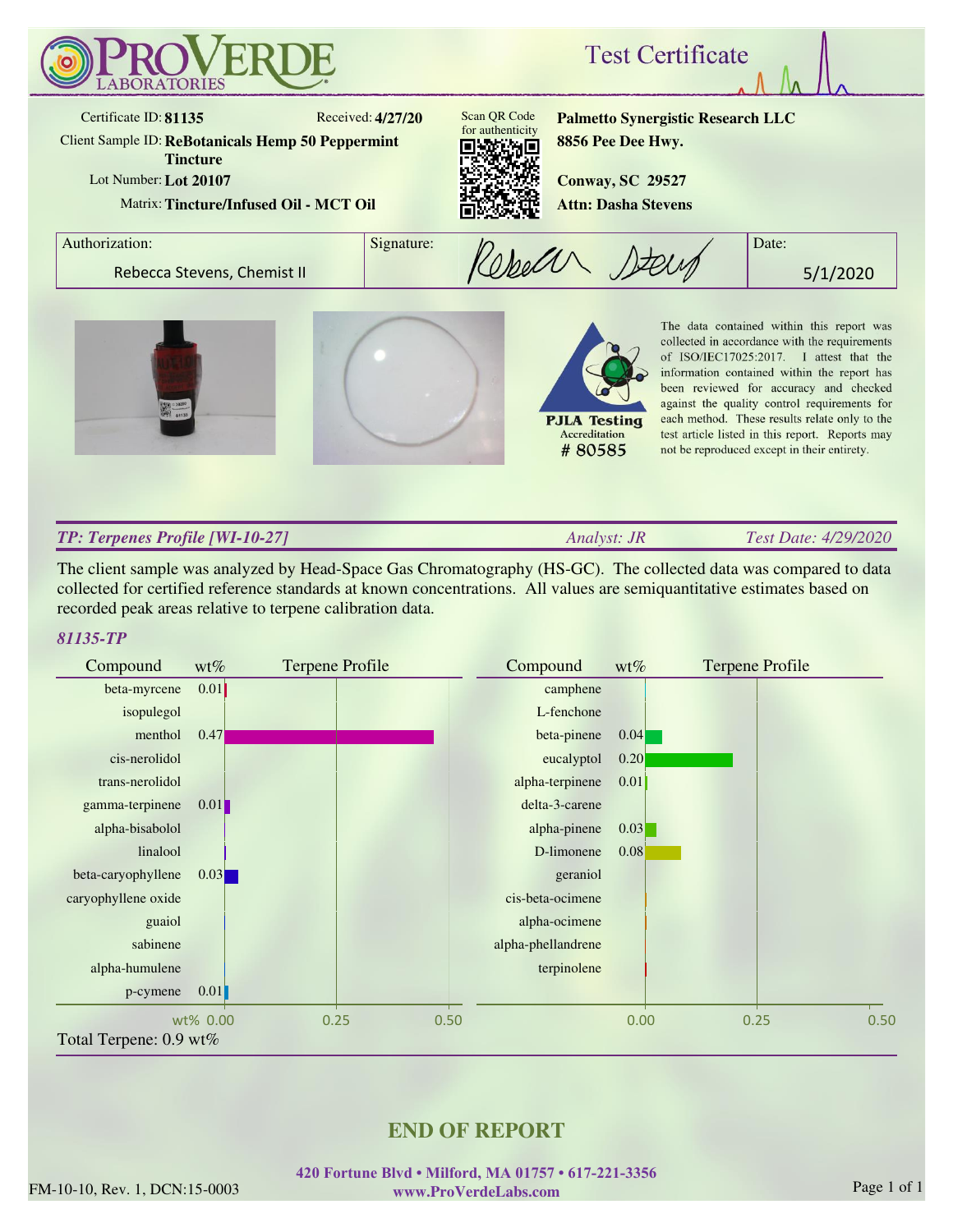# ProVerde Laboratories

## Test Certificate

Certificate ID: **81135**
Received: **4/27/20**
Client Sample ID: **ReBotanicals Hemp 50 Peppermint Tincture**
Lot Number: **Lot 20107**
Matrix: **Tincture/Infused Oil - MCT Oil**

Scan QR Code for authenticity

**Palmetto Synergistic Research LLC**
**8856 Pee Dee Hwy.**
**Conway, SC 29527**
**Attn: Dasha Stevens**

| Authorization: | Signature: | Date: |
|---|---|---|
| Rebecca Stevens, Chemist II | | 5/1/2020 |

PJLA Testing Accreditation # 80585

The data contained within this report was collected in accordance with the requirements of ISO/IEC17025:2017. I attest that the information contained within the report has been reviewed for accuracy and checked against the quality control requirements for each method. These results relate only to the test article listed in this report. Reports may not be reproduced except in their entirety.

### *TP: Terpenes Profile [WI-10-27]*

*Analyst: JR* *Test Date: 4/29/2020*

The client sample was analyzed by Head-Space Gas Chromatography (HS-GC). The collected data was compared to data collected for certified reference standards at known concentrations. All values are semiquantitative estimates based on recorded peak areas relative to terpene calibration data.

#### *81135-TP*

Compound | wt% | Terpene Profile

beta-myrcene 0.01
isopulegol
menthol 0.47
cis-nerolidol
trans-nerolidol
gamma-terpinene 0.01
alpha-bisabolol
linalool
beta-caryophyllene 0.03
caryophyllene oxide
guaiol
sabinene
alpha-humulene
p-cymene 0.01

wt% 0.00 0.25 0.50

Compound | wt% | Terpene Profile

camphene
L-fenchone
beta-pinene 0.04
eucalyptol 0.20
alpha-terpinene 0.01
delta-3-carene
alpha-pinene 0.03
D-limonene 0.08
geraniol
cis-beta-ocimene
alpha-ocimene
alpha-phellandrene
terpinolene

0.00 0.25 0.50

Total Terpene: 0.9 wt%

## END OF REPORT

420 Fortune Blvd • Milford, MA 01757 • 617-221-3356
www.ProVerdeLabs.com

FM-10-10, Rev. 1, DCN:15-0003